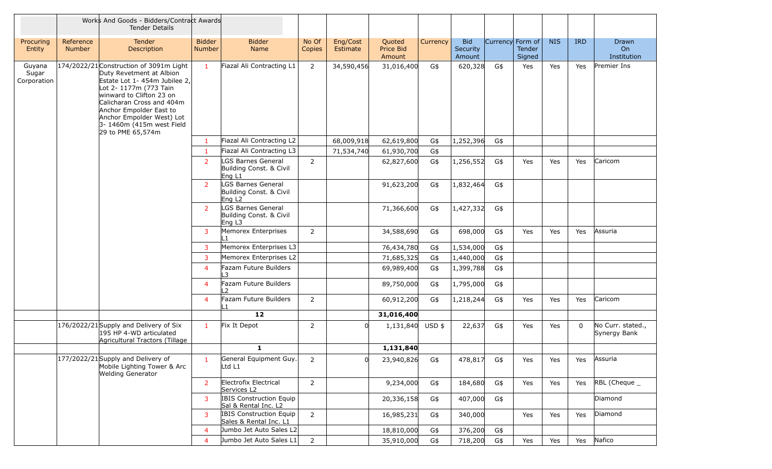| | | Works And Goods - Bidders/Contract Awards Tender Details | | | | | | | | | | | | |
|---|---|---|---|---|---|---|---|---|---|---|---|---|---|---|
| Procuring Entity | Reference Number | Tender Description | Bidder Number | Bidder Name | No Of Copies | Eng/Cost Estimate | Quoted Price Bid Amount | Currency | Bid Security Amount | Currency | Form of Tender Signed | NIS | IRD | Drawn On Institution |
| Guyana Sugar Corporation | 174/2022/21 | Construction of 3091m Light Duty Revetment at Albion Estate Lot 1- 454m Jubilee 2, Lot 2- 1177m (773 Tain winward to Clifton 23 on Calicharan Cross and 404m Anchor Empolder East to Anchor Empolder West) Lot 3- 1460m (415m west Field 29 to PME 65,574m | 1 | Fiazal Ali Contracting L1 | 2 | 34,590,456 | 31,016,400 | G$ | 620,328 | G$ | Yes | Yes | Yes | Premier Ins |
| | | | 1 | Fiazal Ali Contracting L2 | | 68,009,918 | 62,619,800 | G$ | 1,252,396 | G$ | | | | |
| | | | 1 | Fiazal Ali Contracting L3 | | 71,534,740 | 61,930,700 | G$ | | | | | | |
| | | | 2 | LGS Barnes General Building Const. & Civil Eng L1 | 2 | | 62,827,600 | G$ | 1,256,552 | G$ | Yes | Yes | Yes | Caricom |
| | | | 2 | LGS Barnes General Building Const. & Civil Eng L2 | | | 91,623,200 | G$ | 1,832,464 | G$ | | | | |
| | | | 2 | LGS Barnes General Building Const. & Civil Eng L3 | | | 71,366,600 | G$ | 1,427,332 | G$ | | | | |
| | | | 3 | Memorex Enterprises L1 | 2 | | 34,588,690 | G$ | 698,000 | G$ | Yes | Yes | Yes | Assuria |
| | | | 3 | Memorex Enterprises L3 | | | 76,434,780 | G$ | 1,534,000 | G$ | | | | |
| | | | 3 | Memorex Enterprises L2 | | | 71,685,325 | G$ | 1,440,000 | G$ | | | | |
| | | | 4 | Fazam Future Builders L3 | | | 69,989,400 | G$ | 1,399,788 | G$ | | | | |
| | | | 4 | Fazam Future Builders L2 | | | 89,750,000 | G$ | 1,795,000 | G$ | | | | |
| | | | 4 | Fazam Future Builders L1 | 2 | | 60,912,200 | G$ | 1,218,244 | G$ | Yes | Yes | Yes | Caricom |
| | | | | **12** | | | **31,016,400** | | | | | | | |
| | 176/2022/21 | Supply and Delivery of Six 195 HP 4-WD articulated Agricultural Tractors (Tillage | 1 | Fix It Depot | 2 | 0 | 1,131,840 | USD $ | 22,637 | G$ | Yes | Yes | 0 | No Curr. stated., Synergy Bank |
| | | | | **1** | | | **1,131,840** | | | | | | | |
| | 177/2022/21 | Supply and Delivery of Mobile Lighting Tower & Arc Welding Generator | 1 | General Equipment Guy. Ltd L1 | 2 | 0 | 23,940,826 | G$ | 478,817 | G$ | Yes | Yes | Yes | Assuria |
| | | | 2 | Electrofix Electrical Services L2 | 2 | | 9,234,000 | G$ | 184,680 | G$ | Yes | Yes | Yes | RBL (Cheque _ |
| | | | 3 | IBIS Construction Equip Sal & Rental Inc. L2 | | | 20,336,158 | G$ | 407,000 | G$ | | | | Diamond |
| | | | 3 | IBIS Construction Equip Sales & Rental Inc. L1 | 2 | | 16,985,231 | G$ | 340,000 | | Yes | Yes | Yes | Diamond |
| | | | 4 | Jumbo Jet Auto Sales L2 | | | 18,810,000 | G$ | 376,200 | G$ | | | | |
| | | | 4 | Jumbo Jet Auto Sales L1 | 2 | | 35,910,000 | G$ | 718,200 | G$ | Yes | Yes | Yes | Nafico |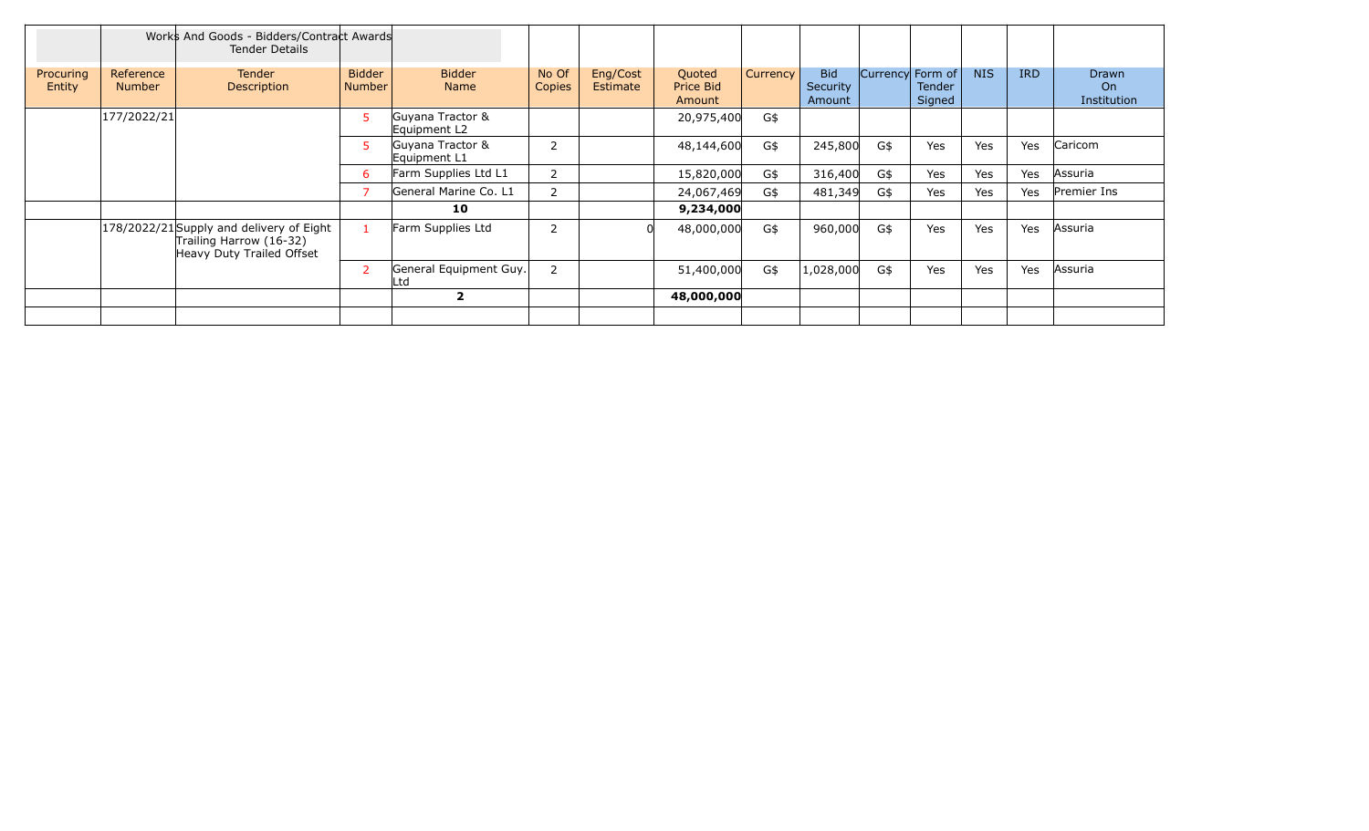| | | Works And Goods - Bidders/Contract Awards Tender Details | | | | | | | | | | | | |
|---|---|---|---|---|---|---|---|---|---|---|---|---|---|---|
| Procuring Entity | Reference Number | Tender Description | Bidder Number | Bidder Name | No Of Copies | Eng/Cost Estimate | Quoted Price Bid Amount | Currency | Bid Security Amount | Currency | Form of Tender Signed | NIS | IRD | Drawn On Institution |
| | 177/2022/21 | | 5 | Guyana Tractor & Equipment L2 | | | 20,975,400 | G$ | | | | | | |
| | | | 5 | Guyana Tractor & Equipment L1 | 2 | | 48,144,600 | G$ | 245,800 | G$ | Yes | Yes | Yes | Caricom |
| | | | 6 | Farm Supplies Ltd L1 | 2 | | 15,820,000 | G$ | 316,400 | G$ | Yes | Yes | Yes | Assuria |
| | | | 7 | General Marine Co. L1 | 2 | | 24,067,469 | G$ | 481,349 | G$ | Yes | Yes | Yes | Premier Ins |
| | | | | **10** | | | **9,234,000** | | | | | | | |
| | 178/2022/21 | Supply and delivery of Eight Trailing Harrow (16-32) Heavy Duty Trailed Offset | 1 | Farm Supplies Ltd | 2 | 0 | 48,000,000 | G$ | 960,000 | G$ | Yes | Yes | Yes | Assuria |
| | | | 2 | General Equipment Guy. Ltd | 2 | | 51,400,000 | G$ | 1,028,000 | G$ | Yes | Yes | Yes | Assuria |
| | | | | **2** | | | **48,000,000** | | | | | | | |
| | | | | | | | | | | | | | | |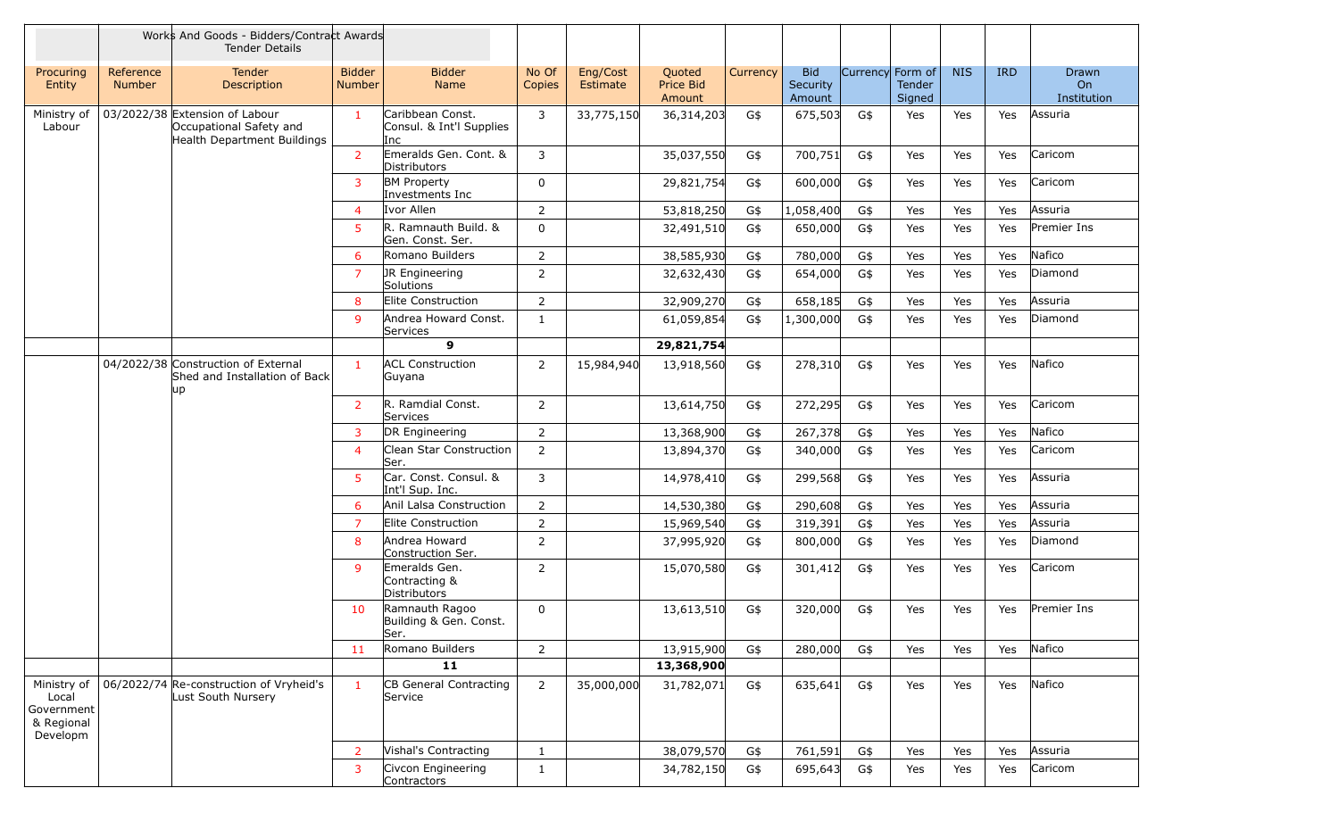| | | Works And Goods - Bidders/Contract Awards Tender Details | | | | | | | | | | | | |
|---|---|---|---|---|---|---|---|---|---|---|---|---|---|---|
| Procuring Entity | Reference Number | Tender Description | Bidder Number | Bidder Name | No Of Copies | Eng/Cost Estimate | Quoted Price Bid Amount | Currency | Bid Security Amount | Currency | Form of Tender Signed | NIS | IRD | Drawn On Institution |
| Ministry of Labour | 03/2022/38 | Extension of Labour Occupational Safety and Health Department Buildings | 1 | Caribbean Const. Consul. & Int'l Supplies Inc | 3 | 33,775,150 | 36,314,203 | G$ | 675,503 | G$ | Yes | Yes | Yes | Assuria |
| | | | 2 | Emeralds Gen. Cont. & Distributors | 3 | | 35,037,550 | G$ | 700,751 | G$ | Yes | Yes | Yes | Caricom |
| | | | 3 | BM Property Investments Inc | 0 | | 29,821,754 | G$ | 600,000 | G$ | Yes | Yes | Yes | Caricom |
| | | | 4 | Ivor Allen | 2 | | 53,818,250 | G$ | 1,058,400 | G$ | Yes | Yes | Yes | Assuria |
| | | | 5 | R. Ramnauth Build. & Gen. Const. Ser. | 0 | | 32,491,510 | G$ | 650,000 | G$ | Yes | Yes | Yes | Premier Ins |
| | | | 6 | Romano Builders | 2 | | 38,585,930 | G$ | 780,000 | G$ | Yes | Yes | Yes | Nafico |
| | | | 7 | JR Engineering Solutions | 2 | | 32,632,430 | G$ | 654,000 | G$ | Yes | Yes | Yes | Diamond |
| | | | 8 | Elite Construction | 2 | | 32,909,270 | G$ | 658,185 | G$ | Yes | Yes | Yes | Assuria |
| | | | 9 | Andrea Howard Const. Services | 1 | | 61,059,854 | G$ | 1,300,000 | G$ | Yes | Yes | Yes | Diamond |
| | | | | **9** | | | **29,821,754** | | | | | | | |
| | 04/2022/38 | Construction of External Shed and Installation of Back up | 1 | ACL Construction Guyana | 2 | 15,984,940 | 13,918,560 | G$ | 278,310 | G$ | Yes | Yes | Yes | Nafico |
| | | | 2 | R. Ramdial Const. Services | 2 | | 13,614,750 | G$ | 272,295 | G$ | Yes | Yes | Yes | Caricom |
| | | | 3 | DR Engineering | 2 | | 13,368,900 | G$ | 267,378 | G$ | Yes | Yes | Yes | Nafico |
| | | | 4 | Clean Star Construction Ser. | 2 | | 13,894,370 | G$ | 340,000 | G$ | Yes | Yes | Yes | Caricom |
| | | | 5 | Car. Const. Consul. & Int'l Sup. Inc. | 3 | | 14,978,410 | G$ | 299,568 | G$ | Yes | Yes | Yes | Assuria |
| | | | 6 | Anil Lalsa Construction | 2 | | 14,530,380 | G$ | 290,608 | G$ | Yes | Yes | Yes | Assuria |
| | | | 7 | Elite Construction | 2 | | 15,969,540 | G$ | 319,391 | G$ | Yes | Yes | Yes | Assuria |
| | | | 8 | Andrea Howard Construction Ser. | 2 | | 37,995,920 | G$ | 800,000 | G$ | Yes | Yes | Yes | Diamond |
| | | | 9 | Emeralds Gen. Contracting & Distributors | 2 | | 15,070,580 | G$ | 301,412 | G$ | Yes | Yes | Yes | Caricom |
| | | | 10 | Ramnauth Ragoo Building & Gen. Const. Ser. | 0 | | 13,613,510 | G$ | 320,000 | G$ | Yes | Yes | Yes | Premier Ins |
| | | | 11 | Romano Builders | 2 | | 13,915,900 | G$ | 280,000 | G$ | Yes | Yes | Yes | Nafico |
| | | | | **11** | | | **13,368,900** | | | | | | | |
| Ministry of Local Government & Regional Developm | 06/2022/74 | Re-construction of Vryheid's Lust South Nursery | 1 | CB General Contracting Service | 2 | 35,000,000 | 31,782,071 | G$ | 635,641 | G$ | Yes | Yes | Yes | Nafico |
| | | | 2 | Vishal's Contracting | 1 | | 38,079,570 | G$ | 761,591 | G$ | Yes | Yes | Yes | Assuria |
| | | | 3 | Civcon Engineering Contractors | 1 | | 34,782,150 | G$ | 695,643 | G$ | Yes | Yes | Yes | Caricom |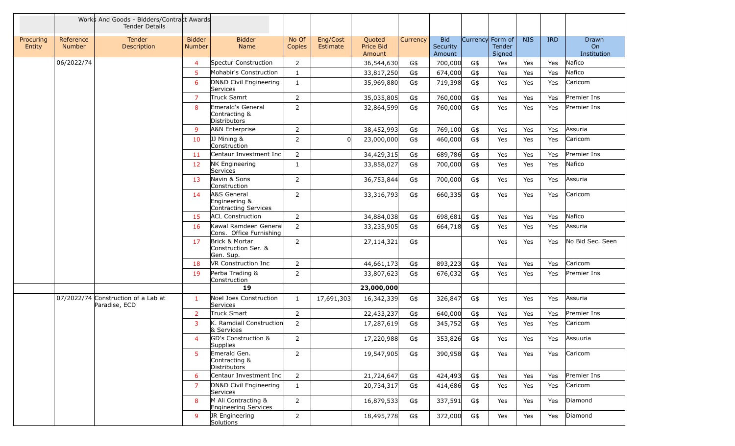| | | Works And Goods - Bidders/Contract Awards Tender Details | | | | | | | | | | | | |
|---|---|---|---|---|---|---|---|---|---|---|---|---|---|---|
| Procuring Entity | Reference Number | Tender Description | Bidder Number | Bidder Name | No Of Copies | Eng/Cost Estimate | Quoted Price Bid Amount | Currency | Bid Security Amount | Currency | Form of Tender Signed | NIS | IRD | Drawn On Institution |
| | 06/2022/74 | | 4 | Spectur Construction | 2 | | 36,544,630 | G$ | 700,000 | G$ | Yes | Yes | Yes | Nafico |
| | | | 5 | Mohabir's Construction | 1 | | 33,817,250 | G$ | 674,000 | G$ | Yes | Yes | Yes | Nafico |
| | | | 6 | DN&D Civil Engineering Services | 1 | | 35,969,880 | G$ | 719,398 | G$ | Yes | Yes | Yes | Caricom |
| | | | 7 | Truck Samrt | 2 | | 35,035,805 | G$ | 760,000 | G$ | Yes | Yes | Yes | Premier Ins |
| | | | 8 | Emerald's General Contracting & Distributors | 2 | | 32,864,599 | G$ | 760,000 | G$ | Yes | Yes | Yes | Premier Ins |
| | | | 9 | A&N Enterprise | 2 | | 38,452,993 | G$ | 769,100 | G$ | Yes | Yes | Yes | Assuria |
| | | | 10 | JJ Mining & Construction | 2 | 0 | 23,000,000 | G$ | 460,000 | G$ | Yes | Yes | Yes | Caricom |
| | | | 11 | Centaur Investment Inc | 2 | | 34,429,315 | G$ | 689,786 | G$ | Yes | Yes | Yes | Premier Ins |
| | | | 12 | NK Engineering Services | 1 | | 33,858,027 | G$ | 700,000 | G$ | Yes | Yes | Yes | Nafico |
| | | | 13 | Navin & Sons Construction | 2 | | 36,753,844 | G$ | 700,000 | G$ | Yes | Yes | Yes | Assuria |
| | | | 14 | A&S General Engineering & Contracting Services | 2 | | 33,316,793 | G$ | 660,335 | G$ | Yes | Yes | Yes | Caricom |
| | | | 15 | ACL Construction | 2 | | 34,884,038 | G$ | 698,681 | G$ | Yes | Yes | Yes | Nafico |
| | | | 16 | Kawal Ramdeen General Cons. Office Furnishing | 2 | | 33,235,905 | G$ | 664,718 | G$ | Yes | Yes | Yes | Assuria |
| | | | 17 | Brick & Mortar Construction Ser. & Gen. Sup. | 2 | | 27,114,321 | G$ | | | Yes | Yes | Yes | No Bid Sec. Seen |
| | | | 18 | VR Construction Inc | 2 | | 44,661,173 | G$ | 893,223 | G$ | Yes | Yes | Yes | Caricom |
| | | | 19 | Perba Trading & Construction | 2 | | 33,807,623 | G$ | 676,032 | G$ | Yes | Yes | Yes | Premier Ins |
| | | | | **19** | | | **23,000,000** | | | | | | | |
| | 07/2022/74 | Construction of a Lab at Paradise, ECD | 1 | Noel Joes Construction Services | 1 | 17,691,303 | 16,342,339 | G$ | 326,847 | G$ | Yes | Yes | Yes | Assuria |
| | | | 2 | Truck Smart | 2 | | 22,433,237 | G$ | 640,000 | G$ | Yes | Yes | Yes | Premier Ins |
| | | | 3 | K. Ramdiall Construction & Services | 2 | | 17,287,619 | G$ | 345,752 | G$ | Yes | Yes | Yes | Caricom |
| | | | 4 | GD's Construction & Supplies | 2 | | 17,220,988 | G$ | 353,826 | G$ | Yes | Yes | Yes | Assuuria |
| | | | 5 | Emerald Gen. Contracting & Distributors | 2 | | 19,547,905 | G$ | 390,958 | G$ | Yes | Yes | Yes | Caricom |
| | | | 6 | Centaur Investment Inc | 2 | | 21,724,647 | G$ | 424,493 | G$ | Yes | Yes | Yes | Premier Ins |
| | | | 7 | DN&D Civil Engineering Services | 1 | | 20,734,317 | G$ | 414,686 | G$ | Yes | Yes | Yes | Caricom |
| | | | 8 | M Ali Contracting & Engineering Services | 2 | | 16,879,533 | G$ | 337,591 | G$ | Yes | Yes | Yes | Diamond |
| | | | 9 | JR Engineering Solutions | 2 | | 18,495,778 | G$ | 372,000 | G$ | Yes | Yes | Yes | Diamond |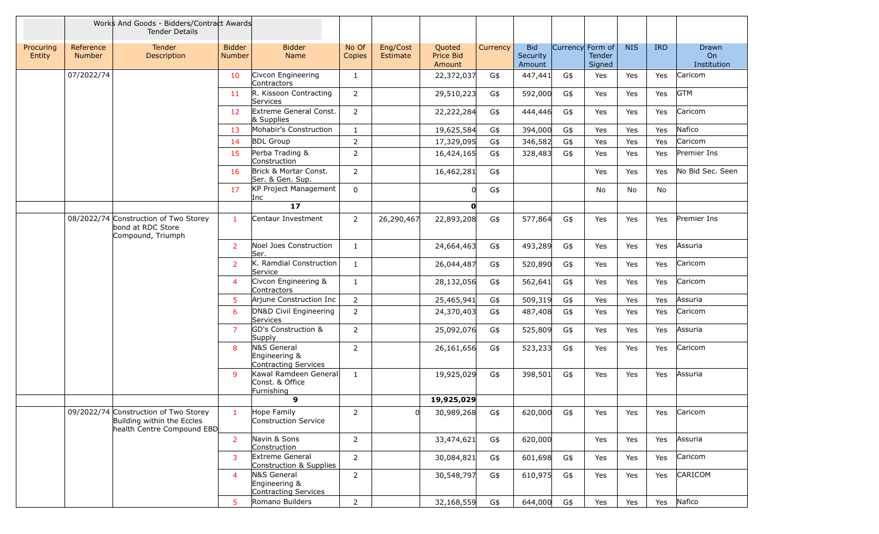| | | Works And Goods - Bidders/Contract Awards Tender Details | | | | | | | | | | | | |
|---|---|---|---|---|---|---|---|---|---|---|---|---|---|---|
| Procuring Entity | Reference Number | Tender Description | Bidder Number | Bidder Name | No Of Copies | Eng/Cost Estimate | Quoted Price Bid Amount | Currency | Bid Security Amount | Currency | Form of Tender Signed | NIS | IRD | Drawn On Institution |
| | 07/2022/74 | | 10 | Civcon Engineering Contractors | 1 | | 22,372,037 | G$ | 447,441 | G$ | Yes | Yes | Yes | Caricom |
| | | | 11 | R. Kissoon Contracting Services | 2 | | 29,510,223 | G$ | 592,000 | G$ | Yes | Yes | Yes | GTM |
| | | | 12 | Extreme General Const. & Supplies | 2 | | 22,222,284 | G$ | 444,446 | G$ | Yes | Yes | Yes | Caricom |
| | | | 13 | Mohabir's Construction | 1 | | 19,625,584 | G$ | 394,000 | G$ | Yes | Yes | Yes | Nafico |
| | | | 14 | BDL Group | 2 | | 17,329,095 | G$ | 346,582 | G$ | Yes | Yes | Yes | Caricom |
| | | | 15 | Perba Trading & Construction | 2 | | 16,424,165 | G$ | 328,483 | G$ | Yes | Yes | Yes | Premier Ins |
| | | | 16 | Brick & Mortar Const. Ser. & Gen. Sup. | 2 | | 16,462,281 | G$ | | | Yes | Yes | Yes | No Bid Sec. Seen |
| | | | 17 | KP Project Management Inc | 0 | | 0 | G$ | | | No | No | No | |
| | | | | **17** | | | **0** | | | | | | | |
| | 08/2022/74 | Construction of Two Storey bond at RDC Store Compound, Triumph | 1 | Centaur Investment | 2 | 26,290,467 | 22,893,208 | G$ | 577,864 | G$ | Yes | Yes | Yes | Premier Ins |
| | | | 2 | Noel Joes Construction Ser. | 1 | | 24,664,463 | G$ | 493,289 | G$ | Yes | Yes | Yes | Assuria |
| | | | 2 | K. Ramdial Construction Service | 1 | | 26,044,487 | G$ | 520,890 | G$ | Yes | Yes | Yes | Caricom |
| | | | 4 | Civcon Engineering & Contractors | 1 | | 28,132,056 | G$ | 562,641 | G$ | Yes | Yes | Yes | Caricom |
| | | | 5 | Arjune Construction Inc | 2 | | 25,465,941 | G$ | 509,319 | G$ | Yes | Yes | Yes | Assuria |
| | | | 6 | DN&D Civil Engineering Services | 2 | | 24,370,403 | G$ | 487,408 | G$ | Yes | Yes | Yes | Caricom |
| | | | 7 | GD's Construction & Supply | 2 | | 25,092,076 | G$ | 525,809 | G$ | Yes | Yes | Yes | Assuria |
| | | | 8 | N&S General Engineering & Contracting Services | 2 | | 26,161,656 | G$ | 523,233 | G$ | Yes | Yes | Yes | Caricom |
| | | | 9 | Kawal Ramdeen General Const. & Office Furnishing | 1 | | 19,925,029 | G$ | 398,501 | G$ | Yes | Yes | Yes | Assuria |
| | | | | **9** | | | **19,925,029** | | | | | | | |
| | 09/2022/74 | Construction of Two Storey Building within the Eccles health Centre Compound EBD | 1 | Hope Family Construction Service | 2 | 0 | 30,989,268 | G$ | 620,000 | G$ | Yes | Yes | Yes | Caricom |
| | | | 2 | Navin & Sons Construction | 2 | | 33,474,621 | G$ | 620,000 | | Yes | Yes | Yes | Assuria |
| | | | 3 | Extreme General Construction & Supplies | 2 | | 30,084,821 | G$ | 601,698 | G$ | Yes | Yes | Yes | Caricom |
| | | | 4 | N&S General Engineering & Contracting Services | 2 | | 30,548,797 | G$ | 610,975 | G$ | Yes | Yes | Yes | CARICOM |
| | | | 5 | Romano Builders | 2 | | 32,168,559 | G$ | 644,000 | G$ | Yes | Yes | Yes | Nafico |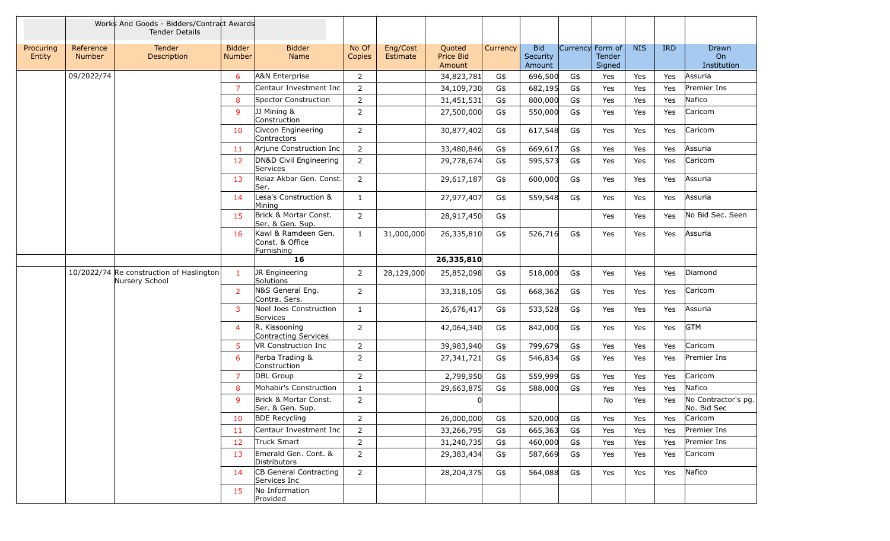| | | Works And Goods - Bidders/Contract Awards Tender Details | | | | | | | | | | | | |
|---|---|---|---|---|---|---|---|---|---|---|---|---|---|---|
| Procuring Entity | Reference Number | Tender Description | Bidder Number | Bidder Name | No Of Copies | Eng/Cost Estimate | Quoted Price Bid Amount | Currency | Bid Security Amount | Currency | Form of Tender Signed | NIS | IRD | Drawn On Institution |
| | 09/2022/74 | | 6 | A&N Enterprise | 2 | | 34,823,781 | G$ | 696,500 | G$ | Yes | Yes | Yes | Assuria |
| | | | 7 | Centaur Investment Inc | 2 | | 34,109,730 | G$ | 682,195 | G$ | Yes | Yes | Yes | Premier Ins |
| | | | 8 | Spector Construction | 2 | | 31,451,531 | G$ | 800,000 | G$ | Yes | Yes | Yes | Nafico |
| | | | 9 | JJ Mining & Construction | 2 | | 27,500,000 | G$ | 550,000 | G$ | Yes | Yes | Yes | Caricom |
| | | | 10 | Civcon Engineering Contractors | 2 | | 30,877,402 | G$ | 617,548 | G$ | Yes | Yes | Yes | Caricom |
| | | | 11 | Arjune Construction Inc | 2 | | 33,480,846 | G$ | 669,617 | G$ | Yes | Yes | Yes | Assuria |
| | | | 12 | DN&D Civil Engineering Services | 2 | | 29,778,674 | G$ | 595,573 | G$ | Yes | Yes | Yes | Caricom |
| | | | 13 | Reiaz Akbar Gen. Const. Ser. | 2 | | 29,617,187 | G$ | 600,000 | G$ | Yes | Yes | Yes | Assuria |
| | | | 14 | Lesa's Construction & Mining | 1 | | 27,977,407 | G$ | 559,548 | G$ | Yes | Yes | Yes | Assuria |
| | | | 15 | Brick & Mortar Const. Ser. & Gen. Sup. | 2 | | 28,917,450 | G$ | | | Yes | Yes | Yes | No Bid Sec. Seen |
| | | | 16 | Kawl & Ramdeen Gen. Const. & Office Furnishing | 1 | 31,000,000 | 26,335,810 | G$ | 526,716 | G$ | Yes | Yes | Yes | Assuria |
| | | | | **16** | | | **26,335,810** | | | | | | | |
| | 10/2022/74 | Re construction of Haslington Nursery School | 1 | JR Engineering Solutions | 2 | 28,129,000 | 25,852,098 | G$ | 518,000 | G$ | Yes | Yes | Yes | Diamond |
| | | | 2 | N&S General Eng. Contra. Sers. | 2 | | 33,318,105 | G$ | 668,362 | G$ | Yes | Yes | Yes | Caricom |
| | | | 3 | Noel Joes Construction Services | 1 | | 26,676,417 | G$ | 533,528 | G$ | Yes | Yes | Yes | Assuria |
| | | | 4 | R. Kissooning Contracting Services | 2 | | 42,064,340 | G$ | 842,000 | G$ | Yes | Yes | Yes | GTM |
| | | | 5 | VR Construction Inc | 2 | | 39,983,940 | G$ | 799,679 | G$ | Yes | Yes | Yes | Caricom |
| | | | 6 | Perba Trading & Construction | 2 | | 27,341,721 | G$ | 546,834 | G$ | Yes | Yes | Yes | Premier Ins |
| | | | 7 | DBL Group | 2 | | 2,799,950 | G$ | 559,999 | G$ | Yes | Yes | Yes | Caricom |
| | | | 8 | Mohabir's Construction | 1 | | 29,663,875 | G$ | 588,000 | G$ | Yes | Yes | Yes | Nafico |
| | | | 9 | Brick & Mortar Const. Ser. & Gen. Sup. | 2 | | 0 | | | | No | Yes | Yes | No Contractor's pg. No. Bid Sec |
| | | | 10 | BDE Recycling | 2 | | 26,000,000 | G$ | 520,000 | G$ | Yes | Yes | Yes | Caricom |
| | | | 11 | Centaur Investment Inc | 2 | | 33,266,795 | G$ | 665,363 | G$ | Yes | Yes | Yes | Premier Ins |
| | | | 12 | Truck Smart | 2 | | 31,240,735 | G$ | 460,000 | G$ | Yes | Yes | Yes | Premier Ins |
| | | | 13 | Emerald Gen. Cont. & Distributors | 2 | | 29,383,434 | G$ | 587,669 | G$ | Yes | Yes | Yes | Caricom |
| | | | 14 | CB General Contracting Services Inc | 2 | | 28,204,375 | G$ | 564,088 | G$ | Yes | Yes | Yes | Nafico |
| | | | 15 | No Information Provided | | | | | | | | | | |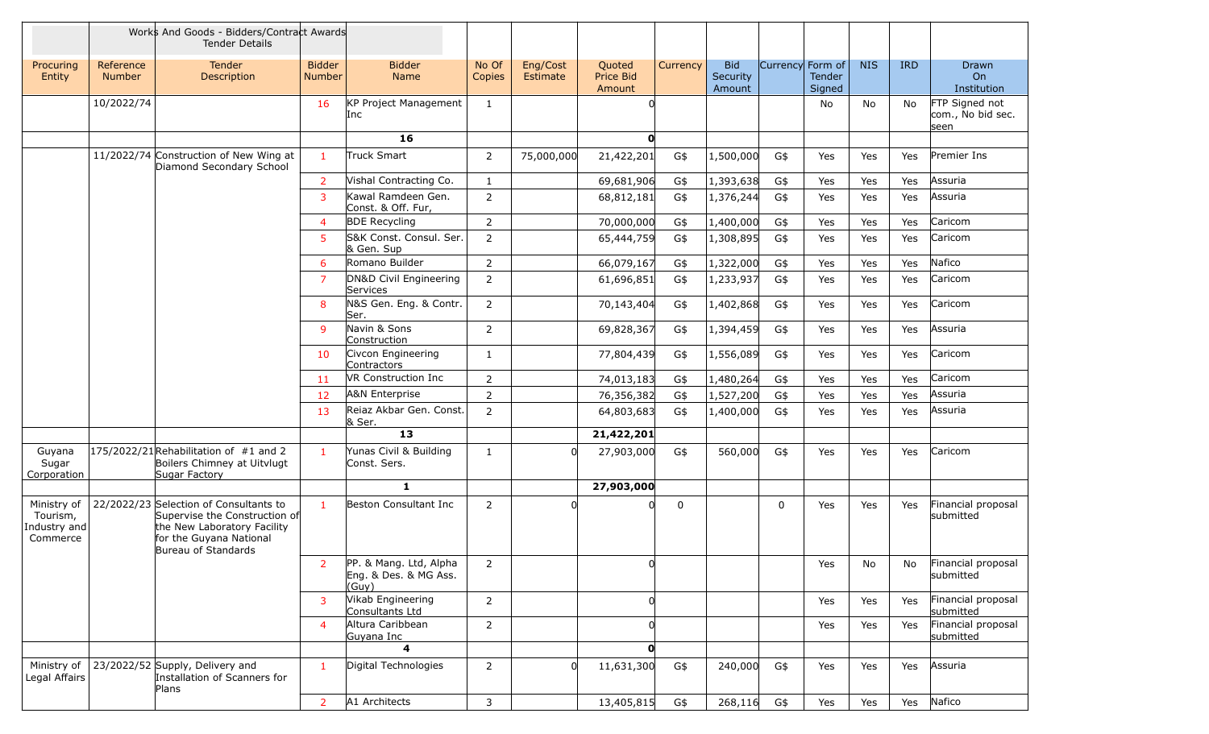| | Works And Goods - Bidders/Contract Awards Tender Details | | | | | | | | | | | | | |
|---|---|---|---|---|---|---|---|---|---|---|---|---|---|---|
| Procuring Entity | Reference Number | Tender Description | Bidder Number | Bidder Name | No Of Copies | Eng/Cost Estimate | Quoted Price Bid Amount | Currency | Bid Security Amount | Currency | Form of Tender Signed | NIS | IRD | Drawn On Institution |
| | 10/2022/74 | | 16 | KP Project Management Inc | 1 | | 0 | | | | No | No | No | FTP Signed not com., No bid sec. seen |
| | | | | **16** | | | **0** | | | | | | | |
| | 11/2022/74 | Construction of New Wing at Diamond Secondary School | 1 | Truck Smart | 2 | 75,000,000 | 21,422,201 | G$ | 1,500,000 | G$ | Yes | Yes | Yes | Premier Ins |
| | | | 2 | Vishal Contracting Co. | 1 | | 69,681,906 | G$ | 1,393,638 | G$ | Yes | Yes | Yes | Assuria |
| | | | 3 | Kawal Ramdeen Gen. Const. & Off. Fur, | 2 | | 68,812,181 | G$ | 1,376,244 | G$ | Yes | Yes | Yes | Assuria |
| | | | 4 | BDE Recycling | 2 | | 70,000,000 | G$ | 1,400,000 | G$ | Yes | Yes | Yes | Caricom |
| | | | 5 | S&K Const. Consul. Ser. & Gen. Sup | 2 | | 65,444,759 | G$ | 1,308,895 | G$ | Yes | Yes | Yes | Caricom |
| | | | 6 | Romano Builder | 2 | | 66,079,167 | G$ | 1,322,000 | G$ | Yes | Yes | Yes | Nafico |
| | | | 7 | DN&D Civil Engineering Services | 2 | | 61,696,851 | G$ | 1,233,937 | G$ | Yes | Yes | Yes | Caricom |
| | | | 8 | N&S Gen. Eng. & Contr. Ser. | 2 | | 70,143,404 | G$ | 1,402,868 | G$ | Yes | Yes | Yes | Caricom |
| | | | 9 | Navin & Sons Construction | 2 | | 69,828,367 | G$ | 1,394,459 | G$ | Yes | Yes | Yes | Assuria |
| | | | 10 | Civcon Engineering Contractors | 1 | | 77,804,439 | G$ | 1,556,089 | G$ | Yes | Yes | Yes | Caricom |
| | | | 11 | VR Construction Inc | 2 | | 74,013,183 | G$ | 1,480,264 | G$ | Yes | Yes | Yes | Caricom |
| | | | 12 | A&N Enterprise | 2 | | 76,356,382 | G$ | 1,527,200 | G$ | Yes | Yes | Yes | Assuria |
| | | | 13 | Reiaz Akbar Gen. Const. & Ser. | 2 | | 64,803,683 | G$ | 1,400,000 | G$ | Yes | Yes | Yes | Assuria |
| | | | | **13** | | | **21,422,201** | | | | | | | |
| Guyana Sugar Corporation | 175/2022/21 | Rehabilitation of #1 and 2 Boilers Chimney at Uitvlugt Sugar Factory | 1 | Yunas Civil & Building Const. Sers. | 1 | 0 | 27,903,000 | G$ | 560,000 | G$ | Yes | Yes | Yes | Caricom |
| | | | | **1** | | | **27,903,000** | | | | | | | |
| Ministry of Tourism, Industry and Commerce | 22/2022/23 | Selection of Consultants to Supervise the Construction of the New Laboratory Facility for the Guyana National Bureau of Standards | 1 | Beston Consultant Inc | 2 | 0 | 0 | 0 | | 0 | Yes | Yes | Yes | Financial proposal submitted |
| | | | 2 | PP. & Mang. Ltd, Alpha Eng. & Des. & MG Ass. (Guy) | 2 | | 0 | | | | Yes | No | No | Financial proposal submitted |
| | | | 3 | Vikab Engineering Consultants Ltd | 2 | | 0 | | | | Yes | Yes | Yes | Financial proposal submitted |
| | | | 4 | Altura Caribbean Guyana Inc | 2 | | 0 | | | | Yes | Yes | Yes | Financial proposal submitted |
| | | | | **4** | | | **0** | | | | | | | |
| Ministry of Legal Affairs | 23/2022/52 | Supply, Delivery and Installation of Scanners for Plans | 1 | Digital Technologies | 2 | 0 | 11,631,300 | G$ | 240,000 | G$ | Yes | Yes | Yes | Assuria |
| | | | 2 | A1 Architects | 3 | | 13,405,815 | G$ | 268,116 | G$ | Yes | Yes | Yes | Nafico |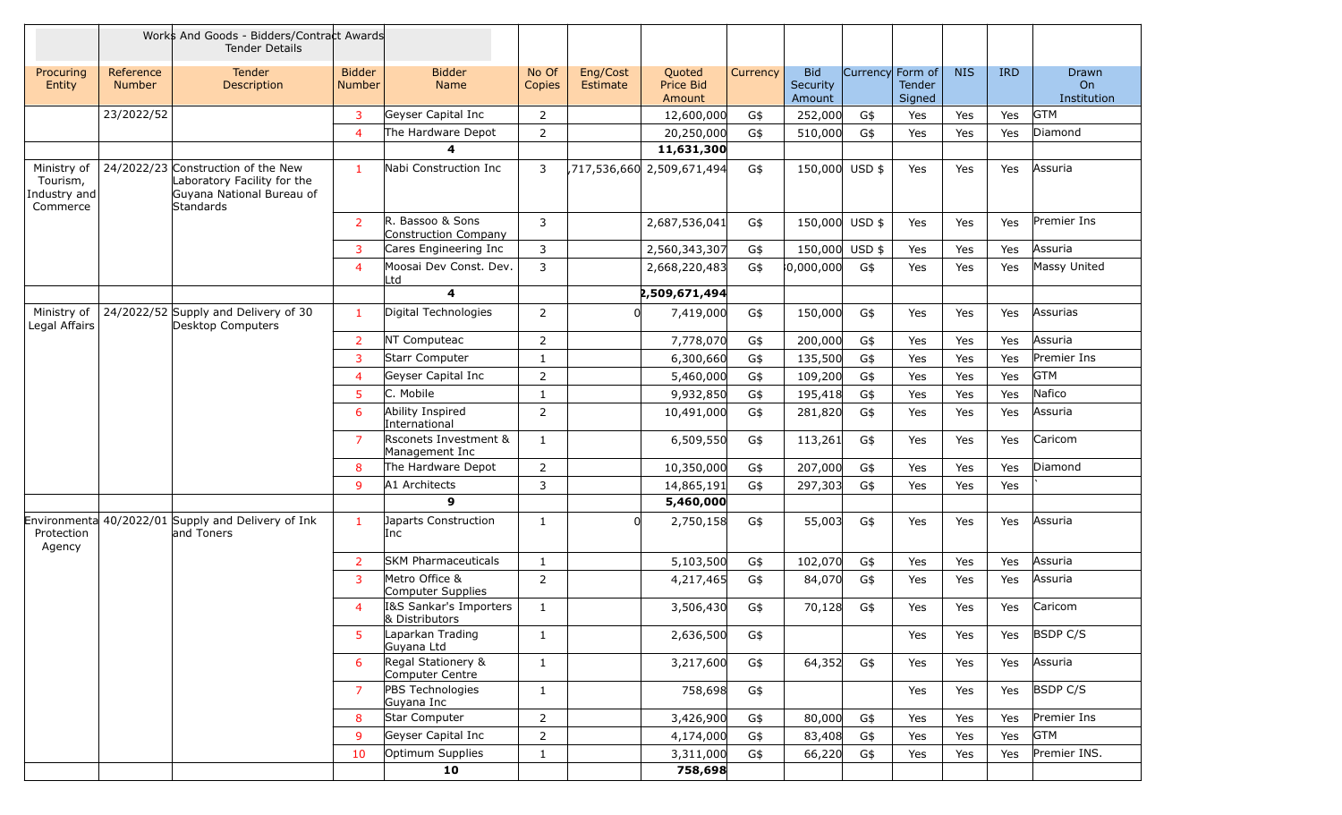| | | Works And Goods - Bidders/Contract Awards Tender Details | | | | | | | | | | | | |
|---|---|---|---|---|---|---|---|---|---|---|---|---|---|---|
| Procuring Entity | Reference Number | Tender Description | Bidder Number | Bidder Name | No Of Copies | Eng/Cost Estimate | Quoted Price Bid Amount | Currency | Bid Security Amount | Currency | Form of Tender Signed | NIS | IRD | Drawn On Institution |
| | 23/2022/52 | | 3 | Geyser Capital Inc | 2 | | 12,600,000 | G$ | 252,000 | G$ | Yes | Yes | Yes | GTM |
| | | | 4 | The Hardware Depot | 2 | | 20,250,000 | G$ | 510,000 | G$ | Yes | Yes | Yes | Diamond |
| | | | | **4** | | | **11,631,300** | | | | | | | |
| Ministry of Tourism, Industry and Commerce | 24/2022/23 | Construction of the New Laboratory Facility for the Guyana National Bureau of Standards | 1 | Nabi Construction Inc | 3 | ,717,536,660 | 2,509,671,494 | G$ | 150,000 | USD $ | Yes | Yes | Yes | Assuria |
| | | | 2 | R. Bassoo & Sons Construction Company | 3 | | 2,687,536,041 | G$ | 150,000 | USD $ | Yes | Yes | Yes | Premier Ins |
| | | | 3 | Cares Engineering Inc | 3 | | 2,560,343,307 | G$ | 150,000 | USD $ | Yes | Yes | Yes | Assuria |
| | | | 4 | Moosai Dev Const. Dev. Ltd | 3 | | 2,668,220,483 | G$ | 0,000,000 | G$ | Yes | Yes | Yes | Massy United |
| | | | | **4** | | | **2,509,671,494** | | | | | | | |
| Ministry of Legal Affairs | 24/2022/52 | Supply and Delivery of 30 Desktop Computers | 1 | Digital Technologies | 2 | 0 | 7,419,000 | G$ | 150,000 | G$ | Yes | Yes | Yes | Assurias |
| | | | 2 | NT Computeac | 2 | | 7,778,070 | G$ | 200,000 | G$ | Yes | Yes | Yes | Assuria |
| | | | 3 | Starr Computer | 1 | | 6,300,660 | G$ | 135,500 | G$ | Yes | Yes | Yes | Premier Ins |
| | | | 4 | Geyser Capital Inc | 2 | | 5,460,000 | G$ | 109,200 | G$ | Yes | Yes | Yes | GTM |
| | | | 5 | C. Mobile | 1 | | 9,932,850 | G$ | 195,418 | G$ | Yes | Yes | Yes | Nafico |
| | | | 6 | Ability Inspired International | 2 | | 10,491,000 | G$ | 281,820 | G$ | Yes | Yes | Yes | Assuria |
| | | | 7 | Rsconets Investment & Management Inc | 1 | | 6,509,550 | G$ | 113,261 | G$ | Yes | Yes | Yes | Caricom |
| | | | 8 | The Hardware Depot | 2 | | 10,350,000 | G$ | 207,000 | G$ | Yes | Yes | Yes | Diamond |
| | | | 9 | A1 Architects | 3 | | 14,865,191 | G$ | 297,303 | G$ | Yes | Yes | Yes | ` |
| | | | | **9** | | | **5,460,000** | | | | | | | |
| Environmental Protection Agency | 40/2022/01 | Supply and Delivery of Ink and Toners | 1 | Japarts Construction Inc | 1 | 0 | 2,750,158 | G$ | 55,003 | G$ | Yes | Yes | Yes | Assuria |
| | | | 2 | SKM Pharmaceuticals | 1 | | 5,103,500 | G$ | 102,070 | G$ | Yes | Yes | Yes | Assuria |
| | | | 3 | Metro Office & Computer Supplies | 2 | | 4,217,465 | G$ | 84,070 | G$ | Yes | Yes | Yes | Assuria |
| | | | 4 | I&S Sankar's Importers & Distributors | 1 | | 3,506,430 | G$ | 70,128 | G$ | Yes | Yes | Yes | Caricom |
| | | | 5 | Laparkan Trading Guyana Ltd | 1 | | 2,636,500 | G$ | | | Yes | Yes | Yes | BSDP C/S |
| | | | 6 | Regal Stationery & Computer Centre | 1 | | 3,217,600 | G$ | 64,352 | G$ | Yes | Yes | Yes | Assuria |
| | | | 7 | PBS Technologies Guyana Inc | 1 | | 758,698 | G$ | | | Yes | Yes | Yes | BSDP C/S |
| | | | 8 | Star Computer | 2 | | 3,426,900 | G$ | 80,000 | G$ | Yes | Yes | Yes | Premier Ins |
| | | | 9 | Geyser Capital Inc | 2 | | 4,174,000 | G$ | 83,408 | G$ | Yes | Yes | Yes | GTM |
| | | | 10 | Optimum Supplies | 1 | | 3,311,000 | G$ | 66,220 | G$ | Yes | Yes | Yes | Premier INS. |
| | | | | **10** | | | **758,698** | | | | | | | |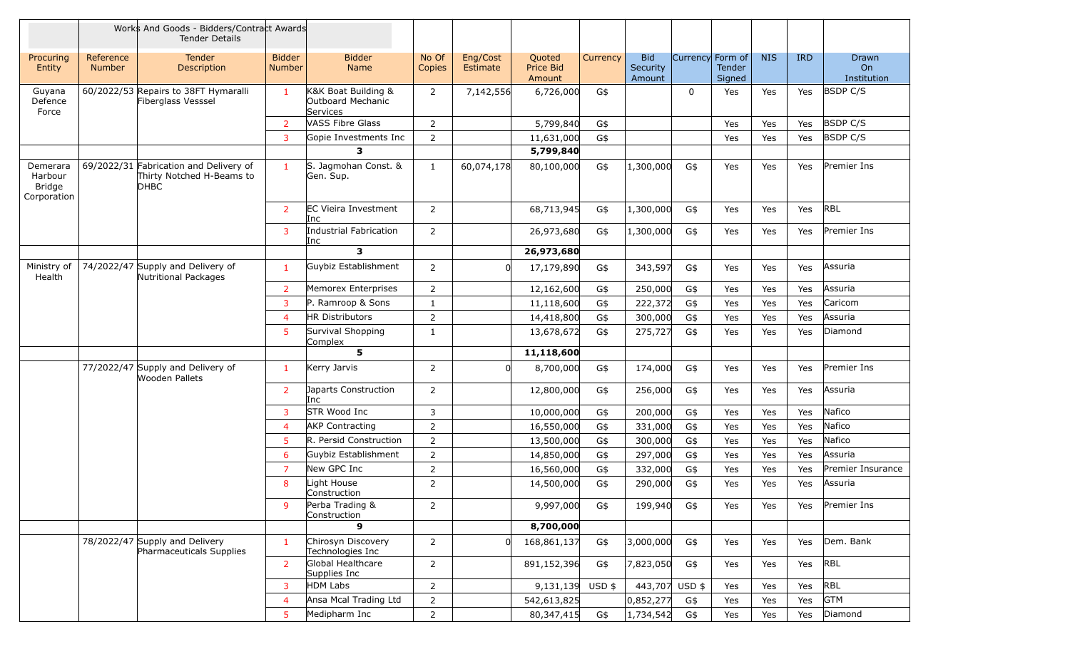| | | Works And Goods - Bidders/Contract Awards Tender Details | | | | | | | | | | | | |
|---|---|---|---|---|---|---|---|---|---|---|---|---|---|---|
| Procuring Entity | Reference Number | Tender Description | Bidder Number | Bidder Name | No Of Copies | Eng/Cost Estimate | Quoted Price Bid Amount | Currency | Bid Security Amount | Currency | Form of Tender Signed | NIS | IRD | Drawn On Institution |
| Guyana Defence Force | 60/2022/53 | Repairs to 38FT Hymaralli Fiberglass Vesssel | 1 | K&K Boat Building & Outboard Mechanic Services | 2 | 7,142,556 | 6,726,000 | G$ | | 0 | Yes | Yes | Yes | BSDP C/S |
| | | | 2 | VASS Fibre Glass | 2 | | 5,799,840 | G$ | | | Yes | Yes | Yes | BSDP C/S |
| | | | 3 | Gopie Investments Inc | 2 | | 11,631,000 | G$ | | | Yes | Yes | Yes | BSDP C/S |
| | | | | **3** | | | **5,799,840** | | | | | | | |
| Demerara Harbour Bridge Corporation | 69/2022/31 | Fabrication and Delivery of Thirty Notched H-Beams to DHBC | 1 | S. Jagmohan Const. & Gen. Sup. | 1 | 60,074,178 | 80,100,000 | G$ | 1,300,000 | G$ | Yes | Yes | Yes | Premier Ins |
| | | | 2 | EC Vieira Investment Inc | 2 | | 68,713,945 | G$ | 1,300,000 | G$ | Yes | Yes | Yes | RBL |
| | | | 3 | Industrial Fabrication Inc | 2 | | 26,973,680 | G$ | 1,300,000 | G$ | Yes | Yes | Yes | Premier Ins |
| | | | | **3** | | | **26,973,680** | | | | | | | |
| Ministry of Health | 74/2022/47 | Supply and Delivery of Nutritional Packages | 1 | Guybiz Establishment | 2 | 0 | 17,179,890 | G$ | 343,597 | G$ | Yes | Yes | Yes | Assuria |
| | | | 2 | Memorex Enterprises | 2 | | 12,162,600 | G$ | 250,000 | G$ | Yes | Yes | Yes | Assuria |
| | | | 3 | P. Ramroop & Sons | 1 | | 11,118,600 | G$ | 222,372 | G$ | Yes | Yes | Yes | Caricom |
| | | | 4 | HR Distributors | 2 | | 14,418,800 | G$ | 300,000 | G$ | Yes | Yes | Yes | Assuria |
| | | | 5 | Survival Shopping Complex | 1 | | 13,678,672 | G$ | 275,727 | G$ | Yes | Yes | Yes | Diamond |
| | | | | **5** | | | **11,118,600** | | | | | | | |
| | 77/2022/47 | Supply and Delivery of Wooden Pallets | 1 | Kerry Jarvis | 2 | 0 | 8,700,000 | G$ | 174,000 | G$ | Yes | Yes | Yes | Premier Ins |
| | | | 2 | Japarts Construction Inc | 2 | | 12,800,000 | G$ | 256,000 | G$ | Yes | Yes | Yes | Assuria |
| | | | 3 | STR Wood Inc | 3 | | 10,000,000 | G$ | 200,000 | G$ | Yes | Yes | Yes | Nafico |
| | | | 4 | AKP Contracting | 2 | | 16,550,000 | G$ | 331,000 | G$ | Yes | Yes | Yes | Nafico |
| | | | 5 | R. Persid Construction | 2 | | 13,500,000 | G$ | 300,000 | G$ | Yes | Yes | Yes | Nafico |
| | | | 6 | Guybiz Establishment | 2 | | 14,850,000 | G$ | 297,000 | G$ | Yes | Yes | Yes | Assuria |
| | | | 7 | New GPC Inc | 2 | | 16,560,000 | G$ | 332,000 | G$ | Yes | Yes | Yes | Premier Insurance |
| | | | 8 | Light House Construction | 2 | | 14,500,000 | G$ | 290,000 | G$ | Yes | Yes | Yes | Assuria |
| | | | 9 | Perba Trading & Construction | 2 | | 9,997,000 | G$ | 199,940 | G$ | Yes | Yes | Yes | Premier Ins |
| | | | | **9** | | | **8,700,000** | | | | | | | |
| | 78/2022/47 | Supply and Delivery Pharmaceuticals Supplies | 1 | Chirosyn Discovery Technologies Inc | 2 | 0 | 168,861,137 | G$ | 3,000,000 | G$ | Yes | Yes | Yes | Dem. Bank |
| | | | 2 | Global Healthcare Supplies Inc | 2 | | 891,152,396 | G$ | 7,823,050 | G$ | Yes | Yes | Yes | RBL |
| | | | 3 | HDM Labs | 2 | | 9,131,139 | USD $ | 443,707 | USD $ | Yes | Yes | Yes | RBL |
| | | | 4 | Ansa Mcal Trading Ltd | 2 | | 542,613,825 | | 0,852,277 | G$ | Yes | Yes | Yes | GTM |
| | | | 5 | Medipharm Inc | 2 | | 80,347,415 | G$ | 1,734,542 | G$ | Yes | Yes | Yes | Diamond |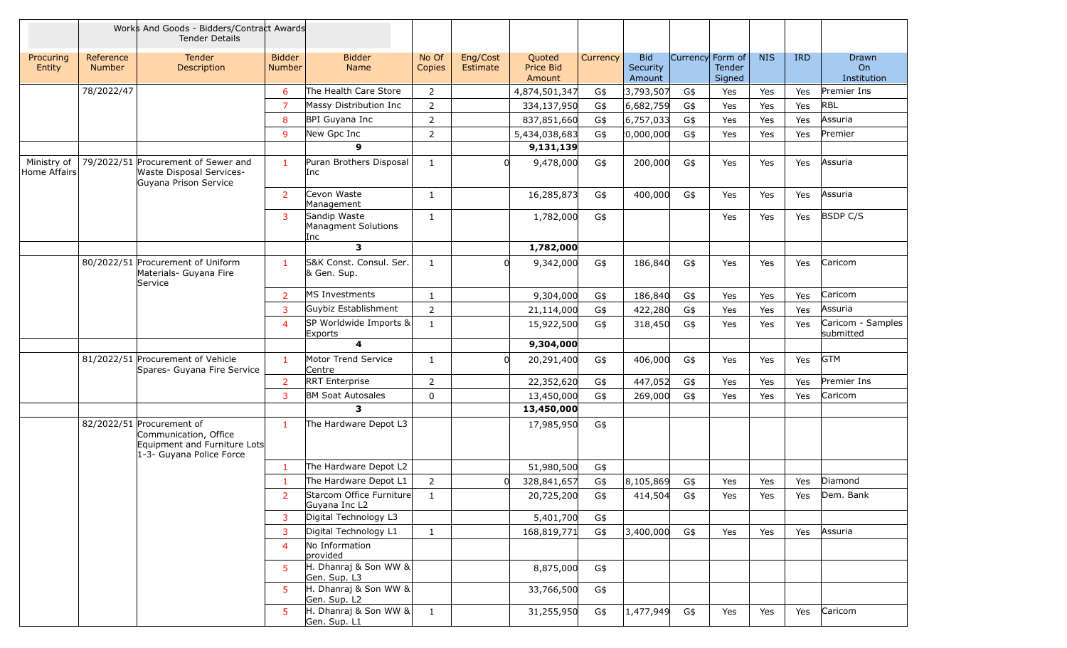| | | Works And Goods - Bidders/Contract Awards Tender Details | | | | | | | | | | | | |
|---|---|---|---|---|---|---|---|---|---|---|---|---|---|---|
| Procuring Entity | Reference Number | Tender Description | Bidder Number | Bidder Name | No Of Copies | Eng/Cost Estimate | Quoted Price Bid Amount | Currency | Bid Security Amount | Currency | Form of Tender Signed | NIS | IRD | Drawn On Institution |
| | 78/2022/47 | | 6 | The Health Care Store | 2 | | 4,874,501,347 | G$ | :3,793,507 | G$ | Yes | Yes | Yes | Premier Ins |
| | | | 7 | Massy Distribution Inc | 2 | | 334,137,950 | G$ | 6,682,759 | G$ | Yes | Yes | Yes | RBL |
| | | | 8 | BPI Guyana Inc | 2 | | 837,851,660 | G$ | 6,757,033 | G$ | Yes | Yes | Yes | Assuria |
| | | | 9 | New Gpc Inc | 2 | | 5,434,038,683 | G$ | :0,000,000 | G$ | Yes | Yes | Yes | Premier |
| | | | | **9** | | | **9,131,139** | | | | | | | |
| Ministry of Home Affairs | 79/2022/51 | Procurement of Sewer and Waste Disposal Services- Guyana Prison Service | 1 | Puran Brothers Disposal Inc | 1 | 0 | 9,478,000 | G$ | 200,000 | G$ | Yes | Yes | Yes | Assuria |
| | | | 2 | Cevon Waste Management | 1 | | 16,285,873 | G$ | 400,000 | G$ | Yes | Yes | Yes | Assuria |
| | | | 3 | Sandip Waste Managment Solutions Inc | 1 | | 1,782,000 | G$ | | | Yes | Yes | Yes | BSDP C/S |
| | | | | **3** | | | **1,782,000** | | | | | | | |
| | 80/2022/51 | Procurement of Uniform Materials- Guyana Fire Service | 1 | S&K Const. Consul. Ser. & Gen. Sup. | 1 | 0 | 9,342,000 | G$ | 186,840 | G$ | Yes | Yes | Yes | Caricom |
| | | | 2 | MS Investments | 1 | | 9,304,000 | G$ | 186,840 | G$ | Yes | Yes | Yes | Caricom |
| | | | 3 | Guybiz Establishment | 2 | | 21,114,000 | G$ | 422,280 | G$ | Yes | Yes | Yes | Assuria |
| | | | 4 | SP Worldwide Imports & Exports | 1 | | 15,922,500 | G$ | 318,450 | G$ | Yes | Yes | Yes | Caricom - Samples submitted |
| | | | | **4** | | | **9,304,000** | | | | | | | |
| | 81/2022/51 | Procurement of Vehicle Spares- Guyana Fire Service | 1 | Motor Trend Service Centre | 1 | 0 | 20,291,400 | G$ | 406,000 | G$ | Yes | Yes | Yes | GTM |
| | | | 2 | RRT Enterprise | 2 | | 22,352,620 | G$ | 447,052 | G$ | Yes | Yes | Yes | Premier Ins |
| | | | 3 | BM Soat Autosales | 0 | | 13,450,000 | G$ | 269,000 | G$ | Yes | Yes | Yes | Caricom |
| | | | | **3** | | | **13,450,000** | | | | | | | |
| | 82/2022/51 | Procurement of Communication, Office Equipment and Furniture Lots 1-3- Guyana Police Force | 1 | The Hardware Depot L3 | | | 17,985,950 | G$ | | | | | | |
| | | | 1 | The Hardware Depot L2 | | | 51,980,500 | G$ | | | | | | |
| | | | 1 | The Hardware Depot L1 | 2 | 0 | 328,841,657 | G$ | 8,105,869 | G$ | Yes | Yes | Yes | Diamond |
| | | | 2 | Starcom Office Furniture Guyana Inc L2 | 1 | | 20,725,200 | G$ | 414,504 | G$ | Yes | Yes | Yes | Dem. Bank |
| | | | 3 | Digital Technology L3 | | | 5,401,700 | G$ | | | | | | |
| | | | 3 | Digital Technology L1 | 1 | | 168,819,771 | G$ | 3,400,000 | G$ | Yes | Yes | Yes | Assuria |
| | | | 4 | No Information provided | | | | | | | | | | |
| | | | 5 | H. Dhanraj & Son WW & Gen. Sup. L3 | | | 8,875,000 | G$ | | | | | | |
| | | | 5 | H. Dhanraj & Son WW & Gen. Sup. L2 | | | 33,766,500 | G$ | | | | | | |
| | | | 5 | H. Dhanraj & Son WW & Gen. Sup. L1 | 1 | | 31,255,950 | G$ | 1,477,949 | G$ | Yes | Yes | Yes | Caricom |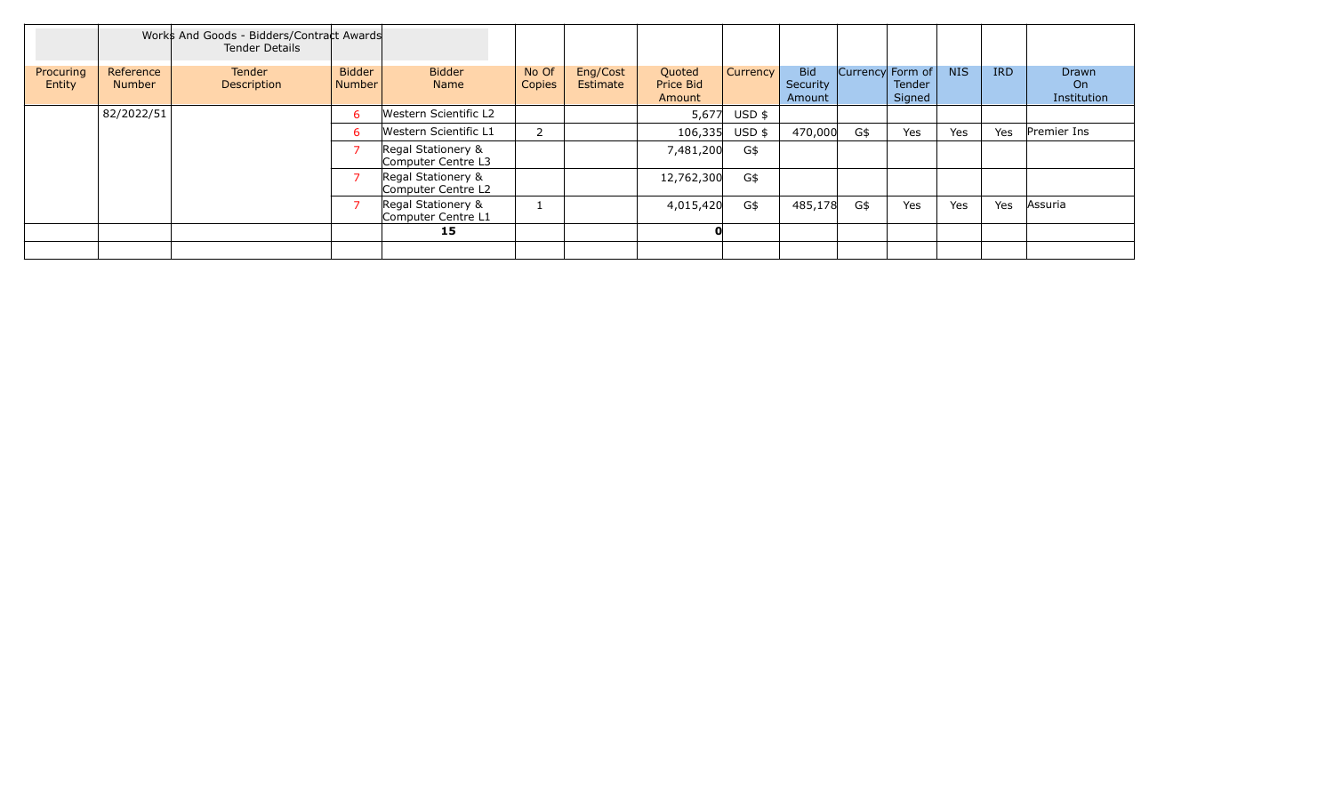| | | Works And Goods - Bidders/Contract Awards Tender Details | | | | | | | | | | | | |
|---|---|---|---|---|---|---|---|---|---|---|---|---|---|---|
| Procuring Entity | Reference Number | Tender Description | Bidder Number | Bidder Name | No Of Copies | Eng/Cost Estimate | Quoted Price Bid Amount | Currency | Bid Security Amount | Currency | Form of Tender Signed | NIS | IRD | Drawn On Institution |
| | 82/2022/51 | | 6 | Western Scientific L2 | | | 5,677 | USD $ | | | | | | |
| | | | 6 | Western Scientific L1 | 2 | | 106,335 | USD $ | 470,000 | G$ | Yes | Yes | Yes | Premier Ins |
| | | | 7 | Regal Stationery & Computer Centre L3 | | | 7,481,200 | G$ | | | | | | |
| | | | 7 | Regal Stationery & Computer Centre L2 | | | 12,762,300 | G$ | | | | | | |
| | | | 7 | Regal Stationery & Computer Centre L1 | 1 | | 4,015,420 | G$ | 485,178 | G$ | Yes | Yes | Yes | Assuria |
| | | | | **15** | | | **0** | | | | | | | |
| | | | | | | | | | | | | | | |